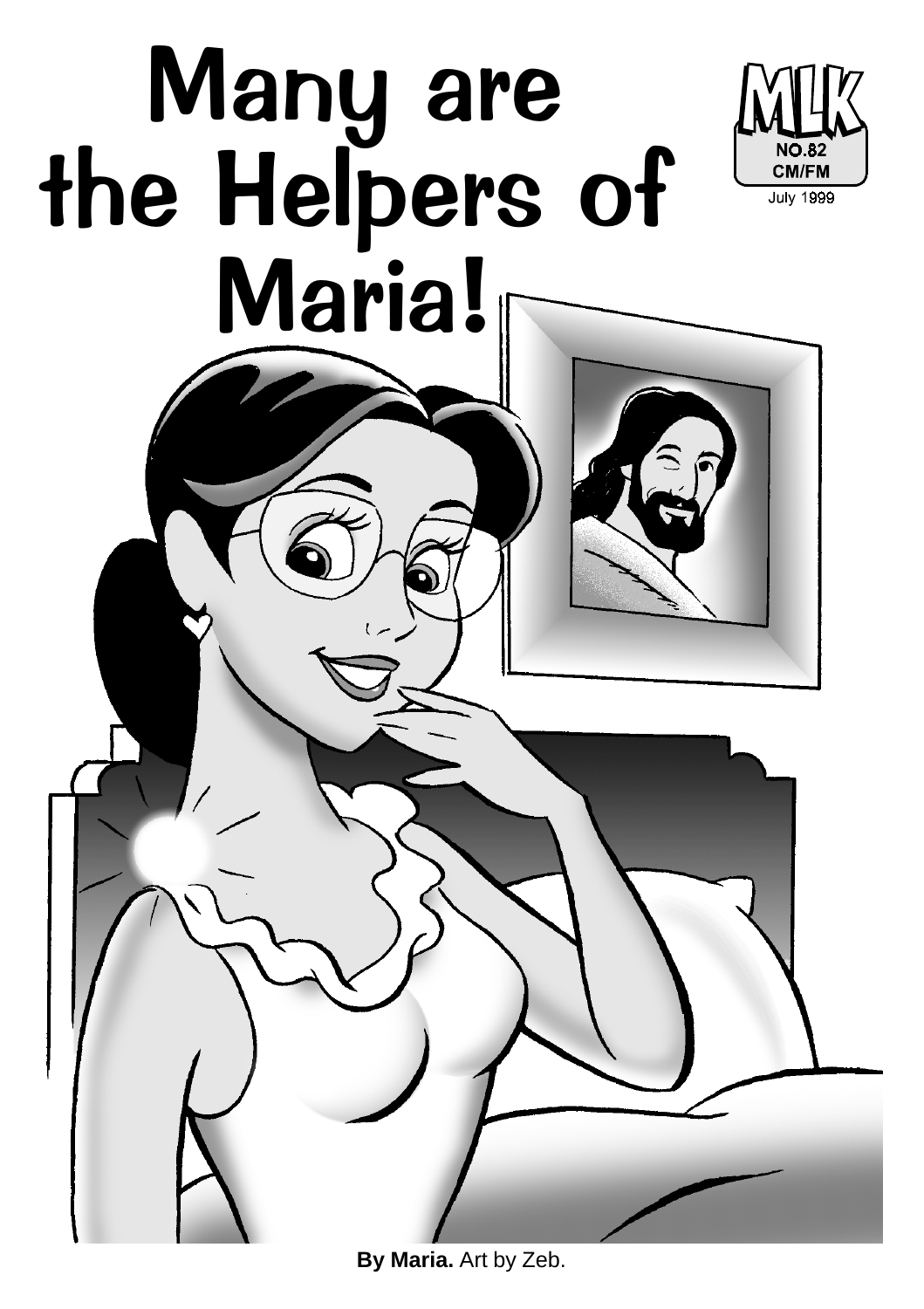# Many are the Helpers of Maria!

MLK
NO.82
CM/FM
July 1999

**By Maria.** Art by Zeb.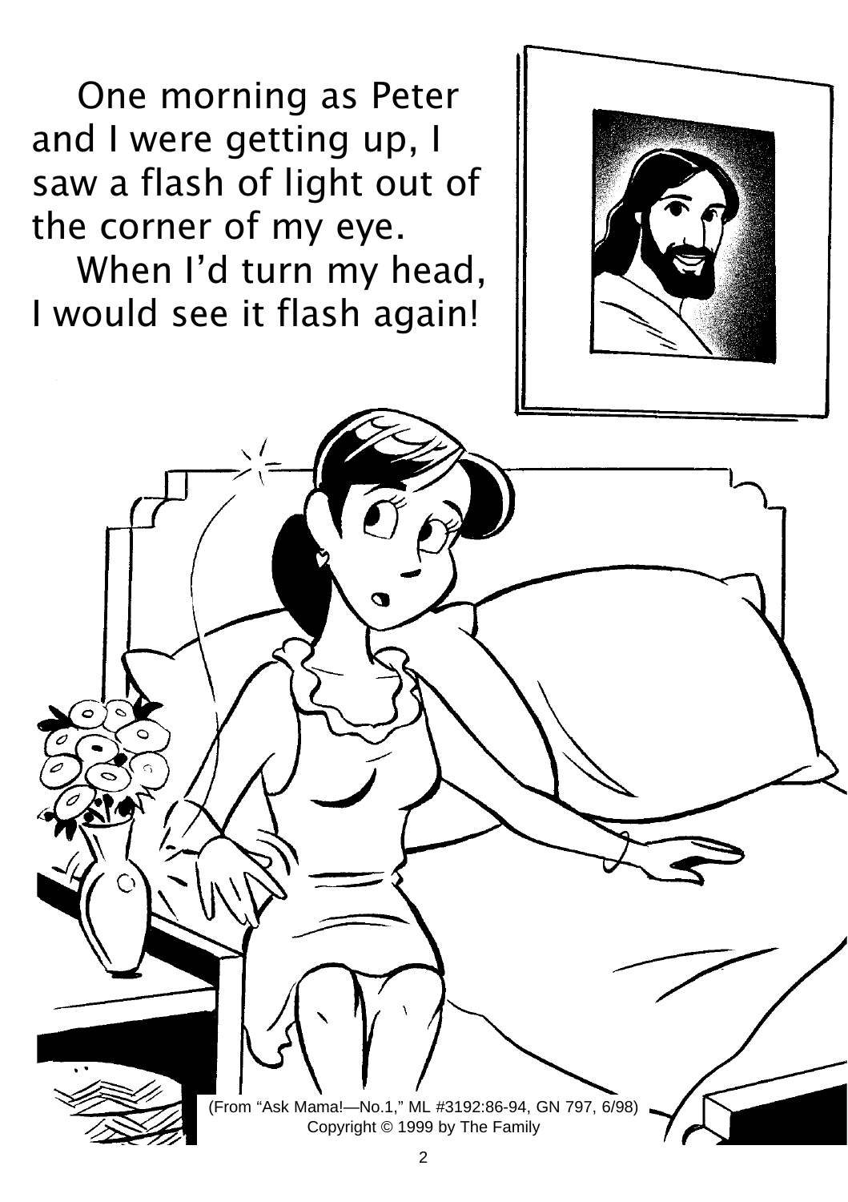One morning as Peter and I were getting up, I saw a flash of light out of the corner of my eye.

When I'd turn my head, I would see it flash again!

(From "Ask Mama!—No.1," ML #3192:86-94, GN 797, 6/98)
Copyright © 1999 by The Family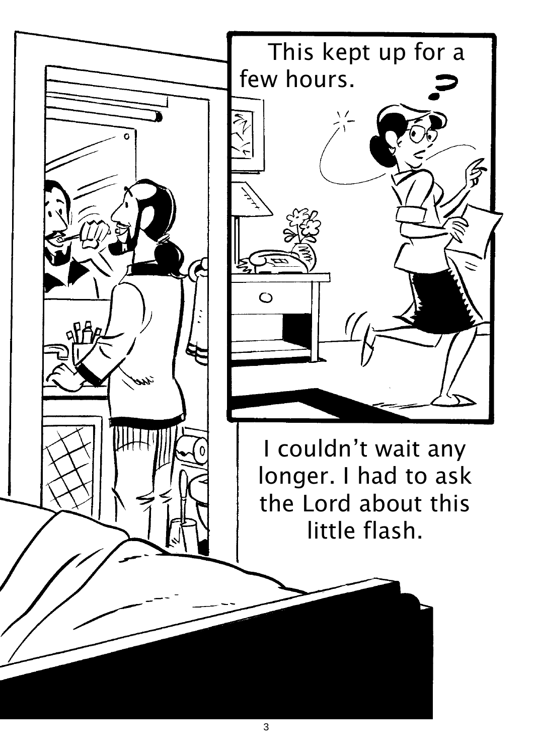This kept up for a few hours.

I couldn't wait any longer. I had to ask the Lord about this little flash.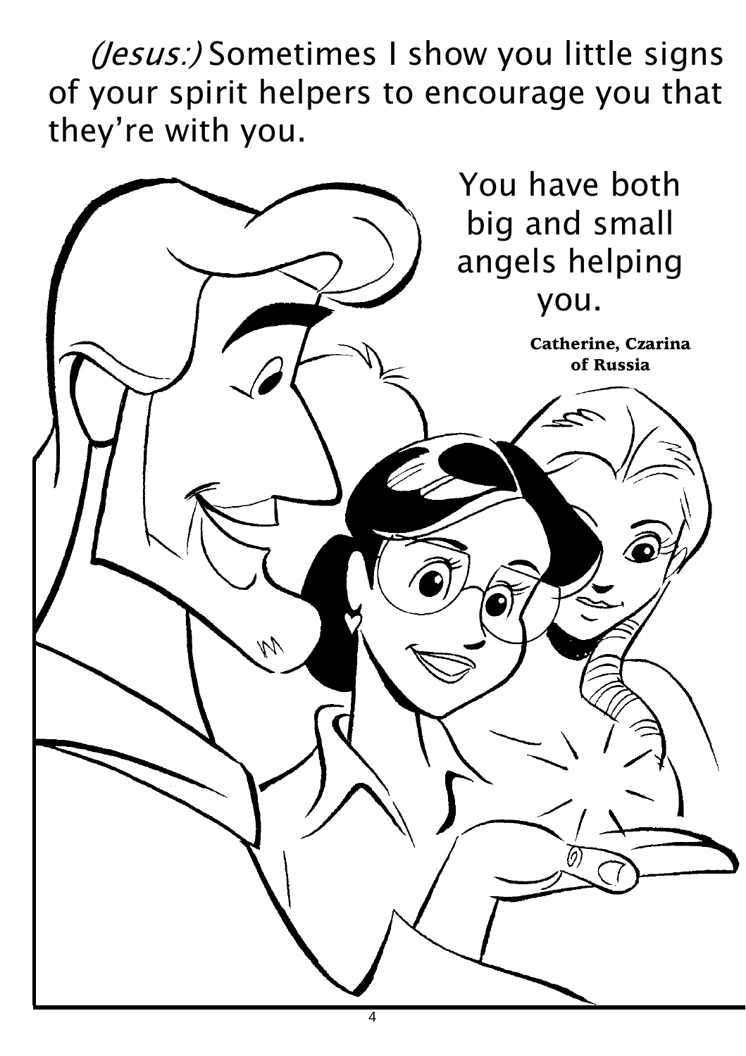*(Jesus:)* Sometimes I show you little signs of your spirit helpers to encourage you that they're with you.

You have both big and small angels helping you.

**Catherine, Czarina of Russia**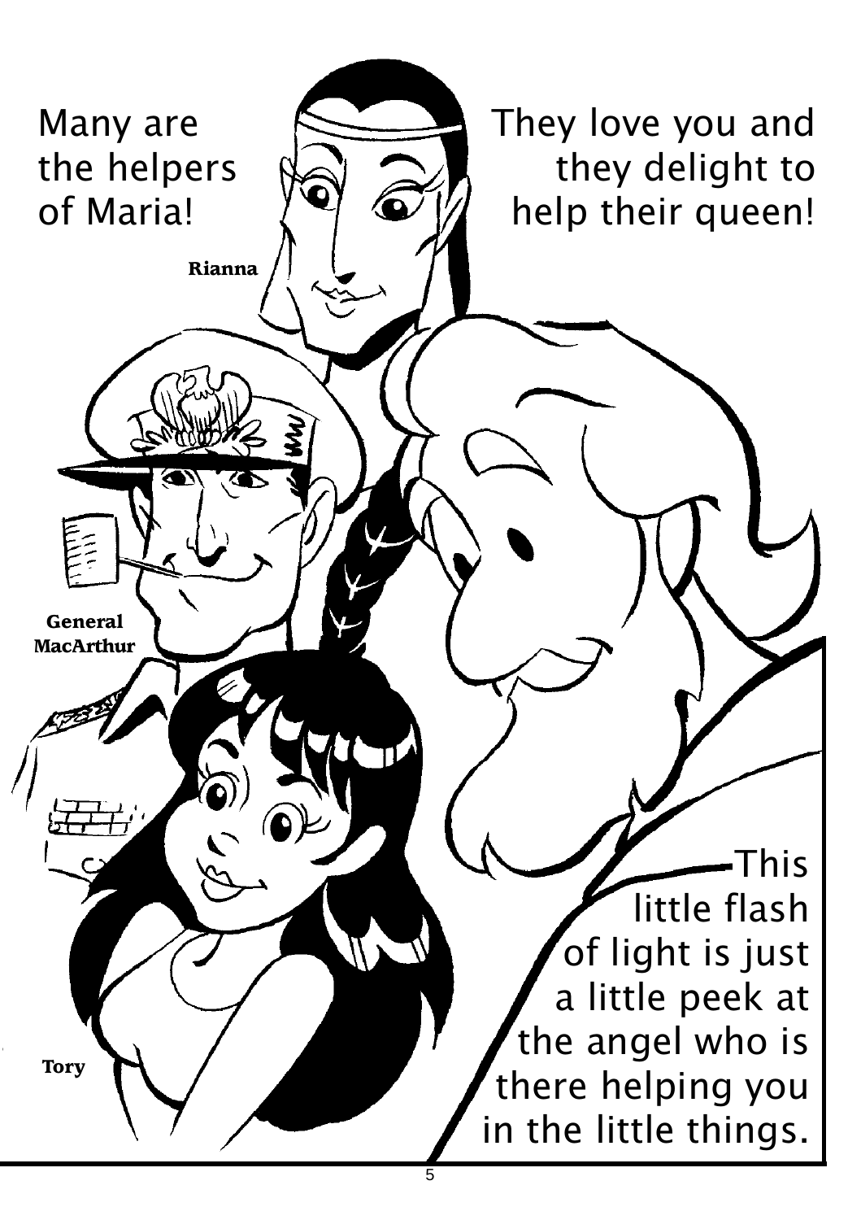Many are the helpers of Maria!

They love you and they delight to help their queen!

Rianna

General MacArthur

Tory

This little flash of light is just a little peek at the angel who is there helping you in the little things.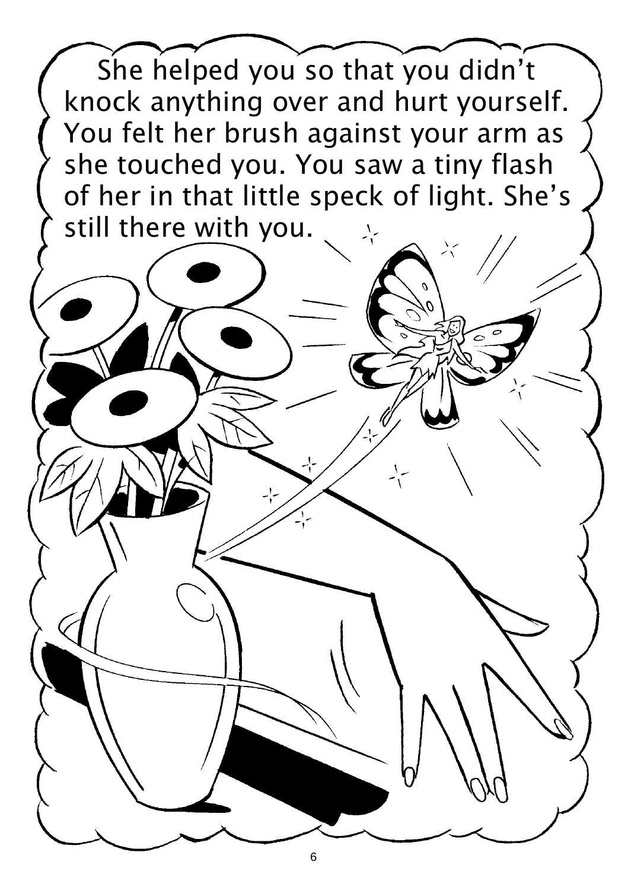She helped you so that you didn't knock anything over and hurt yourself. You felt her brush against your arm as she touched you. You saw a tiny flash of her in that little speck of light. She's still there with you.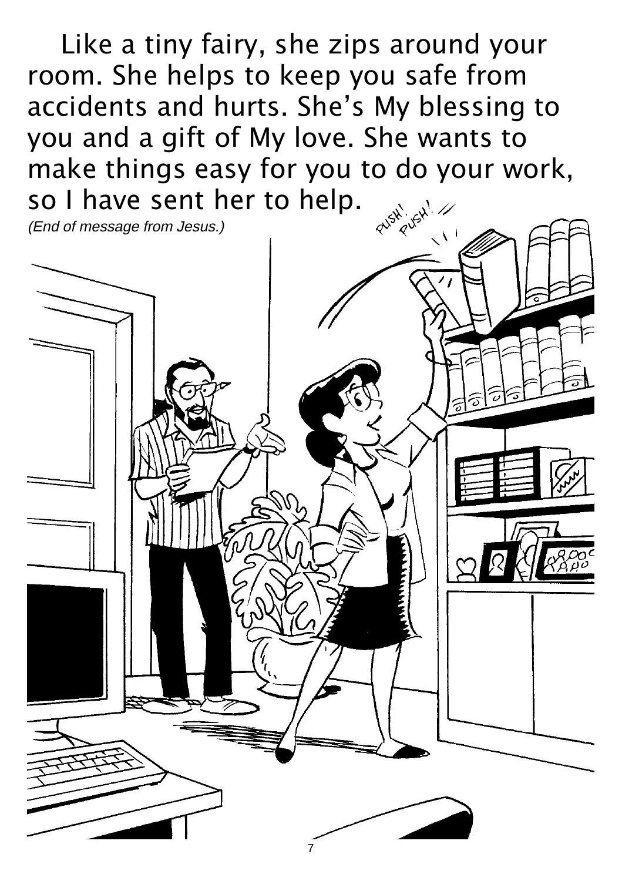Like a tiny fairy, she zips around your room. She helps to keep you safe from accidents and hurts. She's My blessing to you and a gift of My love. She wants to make things easy for you to do your work, so I have sent her to help.

*(End of message from Jesus.)*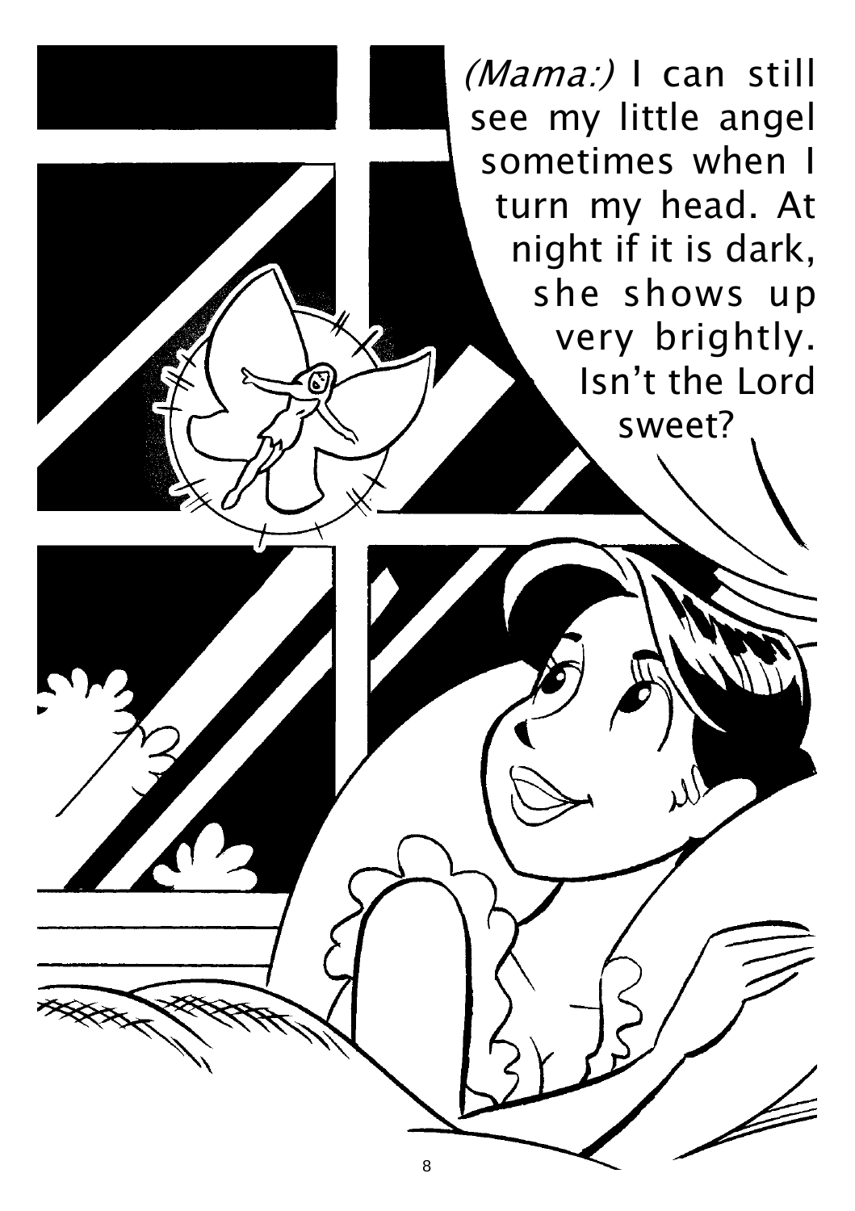*(Mama:)* I can still see my little angel sometimes when I turn my head. At night if it is dark, she shows up very brightly. Isn't the Lord sweet?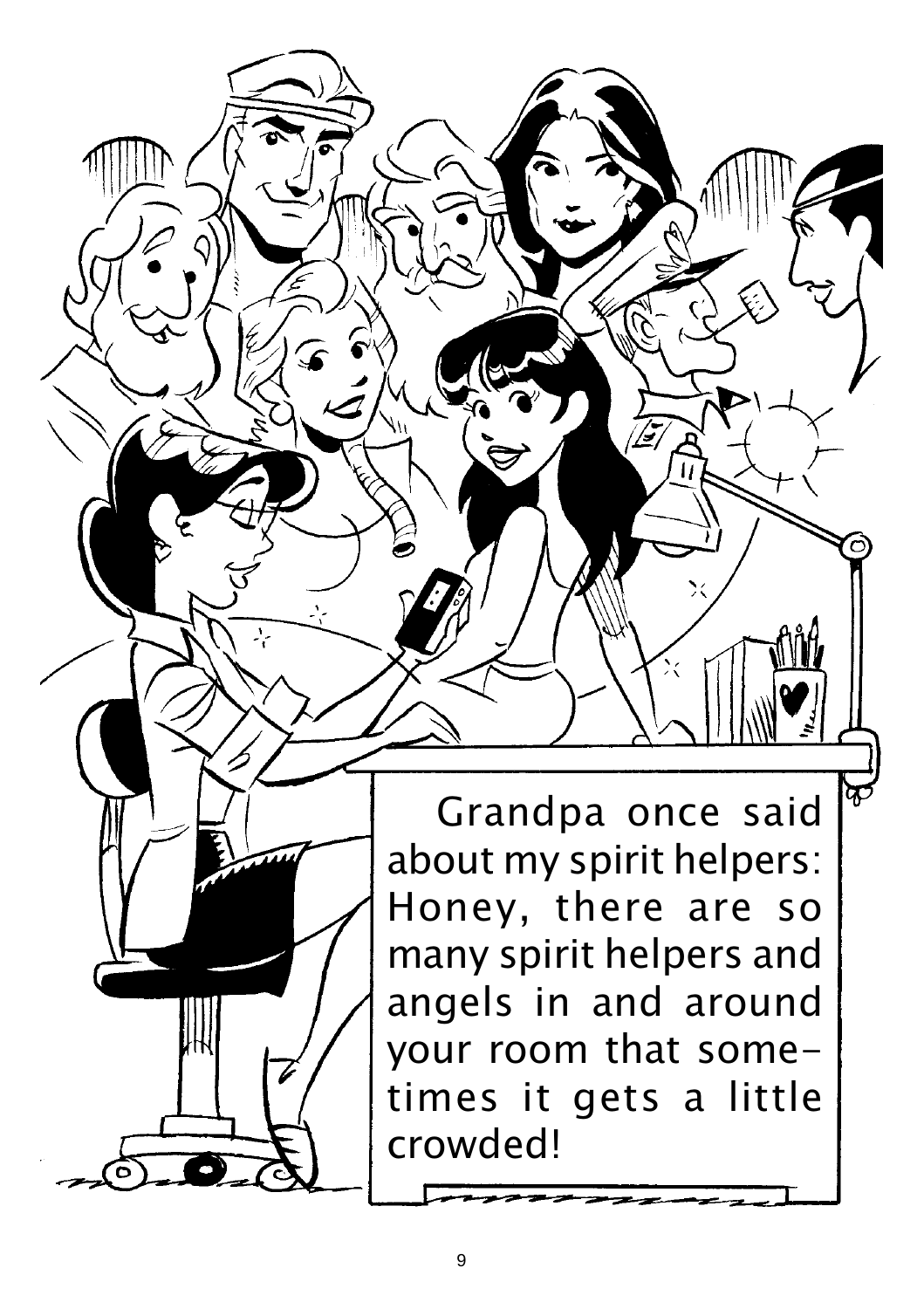Grandpa once said about my spirit helpers: Honey, there are so many spirit helpers and angels in and around your room that sometimes it gets a little crowded!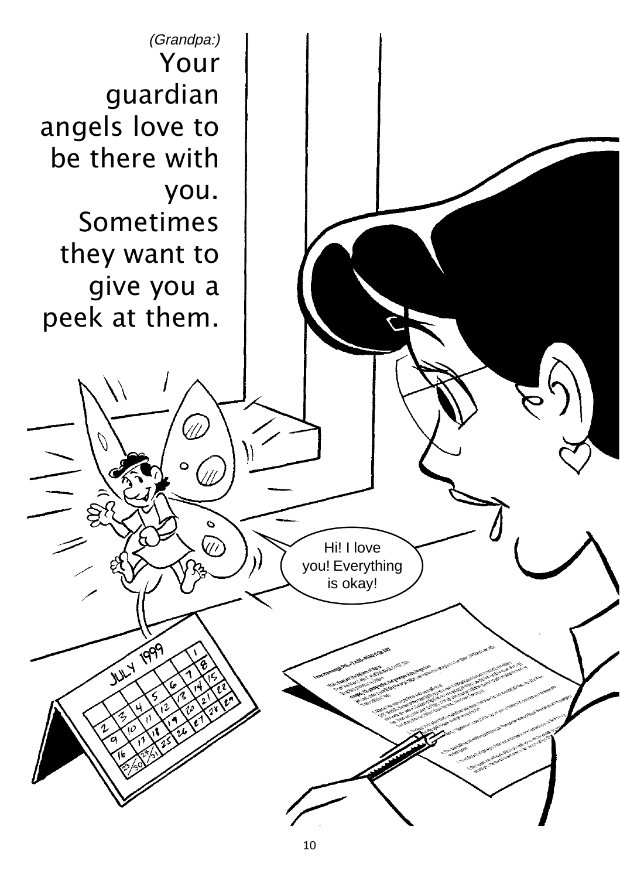*(Grandpa:)*
Your guardian angels love to be there with you. Sometimes they want to give you a peek at them.

Hi! I love you! Everything is okay!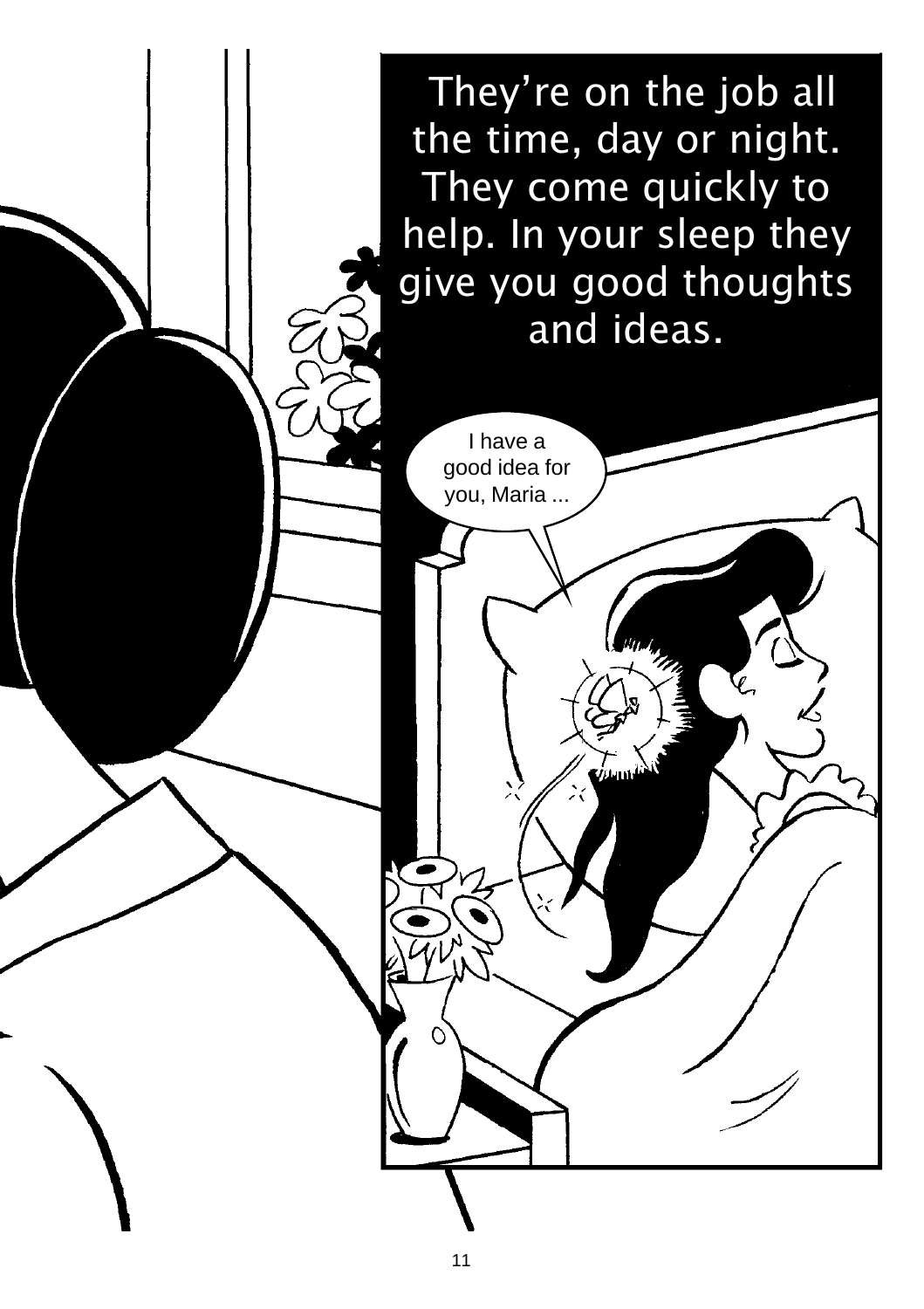They're on the job all the time, day or night. They come quickly to help. In your sleep they give you good thoughts and ideas.

I have a good idea for you, Maria ...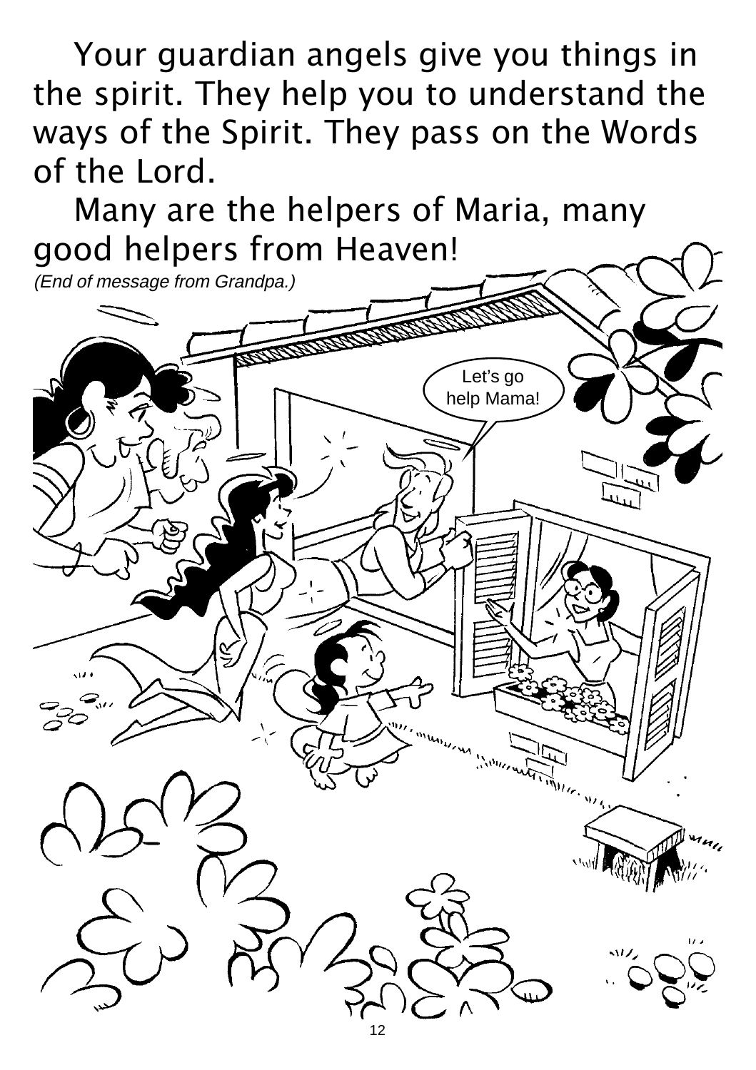Your guardian angels give you things in the spirit. They help you to understand the ways of the Spirit. They pass on the Words of the Lord.

Many are the helpers of Maria, many good helpers from Heaven!

*(End of message from Grandpa.)*